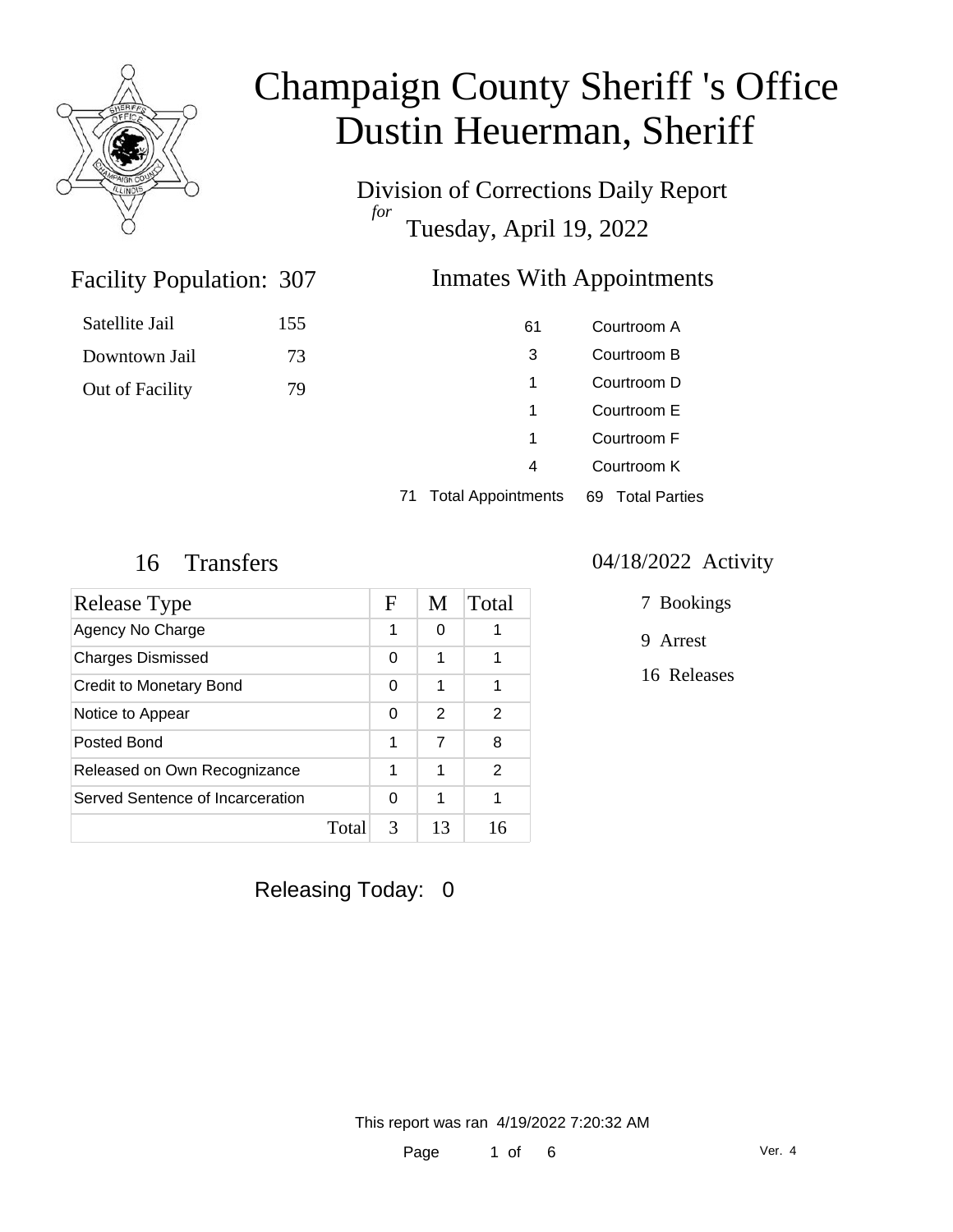# Champaign County Sheriff 's Office
# Dustin Heuerman, Sheriff

Division of Corrections Daily Report
*for*
Tuesday, April 19, 2022

## Facility Population: 307

| | |
|---|---|
| Satellite Jail | 155 |
| Downtown Jail | 73 |
| Out of Facility | 79 |

## Inmates With Appointments

| | |
|---|---|
| 61 | Courtroom A |
| 3 | Courtroom B |
| 1 | Courtroom D |
| 1 | Courtroom E |
| 1 | Courtroom F |
| 4 | Courtroom K |

71 Total Appointments 69 Total Parties

## 16 Transfers

| Release Type | F | M | Total |
|---|---|---|---|
| Agency No Charge | 1 | 0 | 1 |
| Charges Dismissed | 0 | 1 | 1 |
| Credit to Monetary Bond | 0 | 1 | 1 |
| Notice to Appear | 0 | 2 | 2 |
| Posted Bond | 1 | 7 | 8 |
| Released on Own Recognizance | 1 | 1 | 2 |
| Served Sentence of Incarceration | 0 | 1 | 1 |
| Total | 3 | 13 | 16 |

## 04/18/2022 Activity

7 Bookings

9 Arrest

16 Releases

Releasing Today: 0

This report was ran 4/19/2022 7:20:32 AM

Ver. 4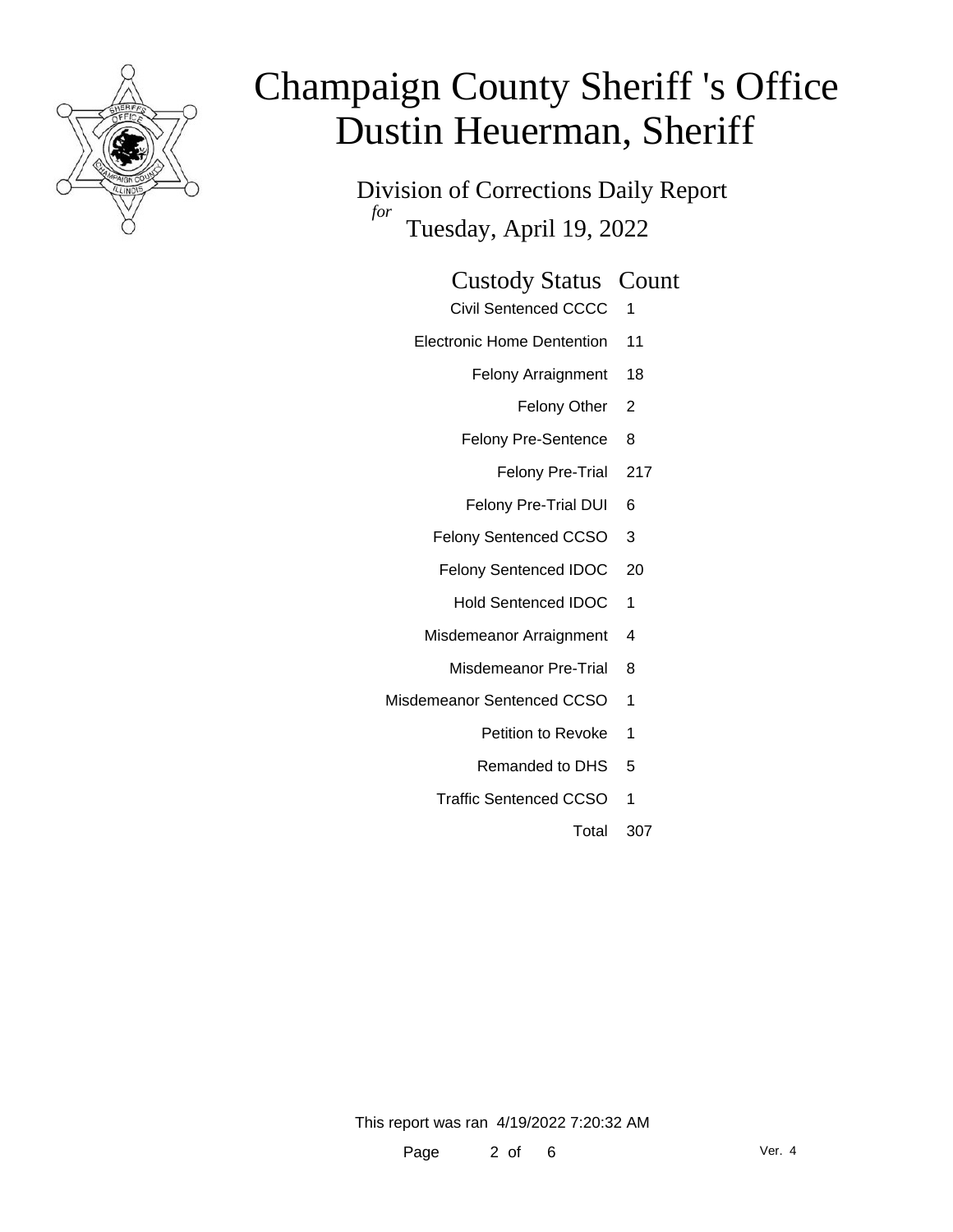# Champaign County Sheriff 's Office
# Dustin Heuerman, Sheriff

Division of Corrections Daily Report

*for* Tuesday, April 19, 2022

| Custody Status | Count |
|---|---|
| Civil Sentenced CCCC | 1 |
| Electronic Home Dentention | 11 |
| Felony Arraignment | 18 |
| Felony Other | 2 |
| Felony Pre-Sentence | 8 |
| Felony Pre-Trial | 217 |
| Felony Pre-Trial DUI | 6 |
| Felony Sentenced CCSO | 3 |
| Felony Sentenced IDOC | 20 |
| Hold Sentenced IDOC | 1 |
| Misdemeanor Arraignment | 4 |
| Misdemeanor Pre-Trial | 8 |
| Misdemeanor Sentenced CCSO | 1 |
| Petition to Revoke | 1 |
| Remanded to DHS | 5 |
| Traffic Sentenced CCSO | 1 |
| Total | 307 |

This report was ran 4/19/2022 7:20:32 AM

Ver. 4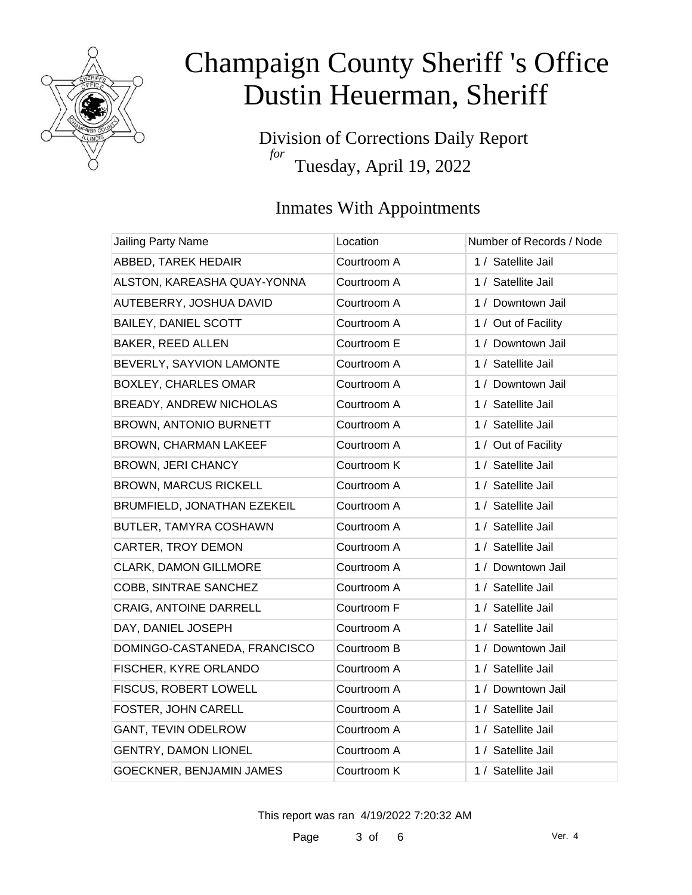# Champaign County Sheriff 's Office
# Dustin Heuerman, Sheriff

Division of Corrections Daily Report
*for*
Tuesday, April 19, 2022

## Inmates With Appointments

| Jailing Party Name | Location | Number of Records / Node |
|---|---|---|
| ABBED, TAREK HEDAIR | Courtroom A | 1 / Satellite Jail |
| ALSTON, KAREASHA QUAY-YONNA | Courtroom A | 1 / Satellite Jail |
| AUTEBERRY, JOSHUA DAVID | Courtroom A | 1 / Downtown Jail |
| BAILEY, DANIEL SCOTT | Courtroom A | 1 / Out of Facility |
| BAKER, REED ALLEN | Courtroom E | 1 / Downtown Jail |
| BEVERLY, SAYVION LAMONTE | Courtroom A | 1 / Satellite Jail |
| BOXLEY, CHARLES OMAR | Courtroom A | 1 / Downtown Jail |
| BREADY, ANDREW NICHOLAS | Courtroom A | 1 / Satellite Jail |
| BROWN, ANTONIO BURNETT | Courtroom A | 1 / Satellite Jail |
| BROWN, CHARMAN LAKEEF | Courtroom A | 1 / Out of Facility |
| BROWN, JERI CHANCY | Courtroom K | 1 / Satellite Jail |
| BROWN, MARCUS RICKELL | Courtroom A | 1 / Satellite Jail |
| BRUMFIELD, JONATHAN EZEKEIL | Courtroom A | 1 / Satellite Jail |
| BUTLER, TAMYRA COSHAWN | Courtroom A | 1 / Satellite Jail |
| CARTER, TROY DEMON | Courtroom A | 1 / Satellite Jail |
| CLARK, DAMON GILLMORE | Courtroom A | 1 / Downtown Jail |
| COBB, SINTRAE SANCHEZ | Courtroom A | 1 / Satellite Jail |
| CRAIG, ANTOINE DARRELL | Courtroom F | 1 / Satellite Jail |
| DAY, DANIEL JOSEPH | Courtroom A | 1 / Satellite Jail |
| DOMINGO-CASTANEDA, FRANCISCO | Courtroom B | 1 / Downtown Jail |
| FISCHER, KYRE ORLANDO | Courtroom A | 1 / Satellite Jail |
| FISCUS, ROBERT LOWELL | Courtroom A | 1 / Downtown Jail |
| FOSTER, JOHN CARELL | Courtroom A | 1 / Satellite Jail |
| GANT, TEVIN ODELROW | Courtroom A | 1 / Satellite Jail |
| GENTRY, DAMON LIONEL | Courtroom A | 1 / Satellite Jail |
| GOECKNER, BENJAMIN JAMES | Courtroom K | 1 / Satellite Jail |

This report was ran 4/19/2022 7:20:32 AM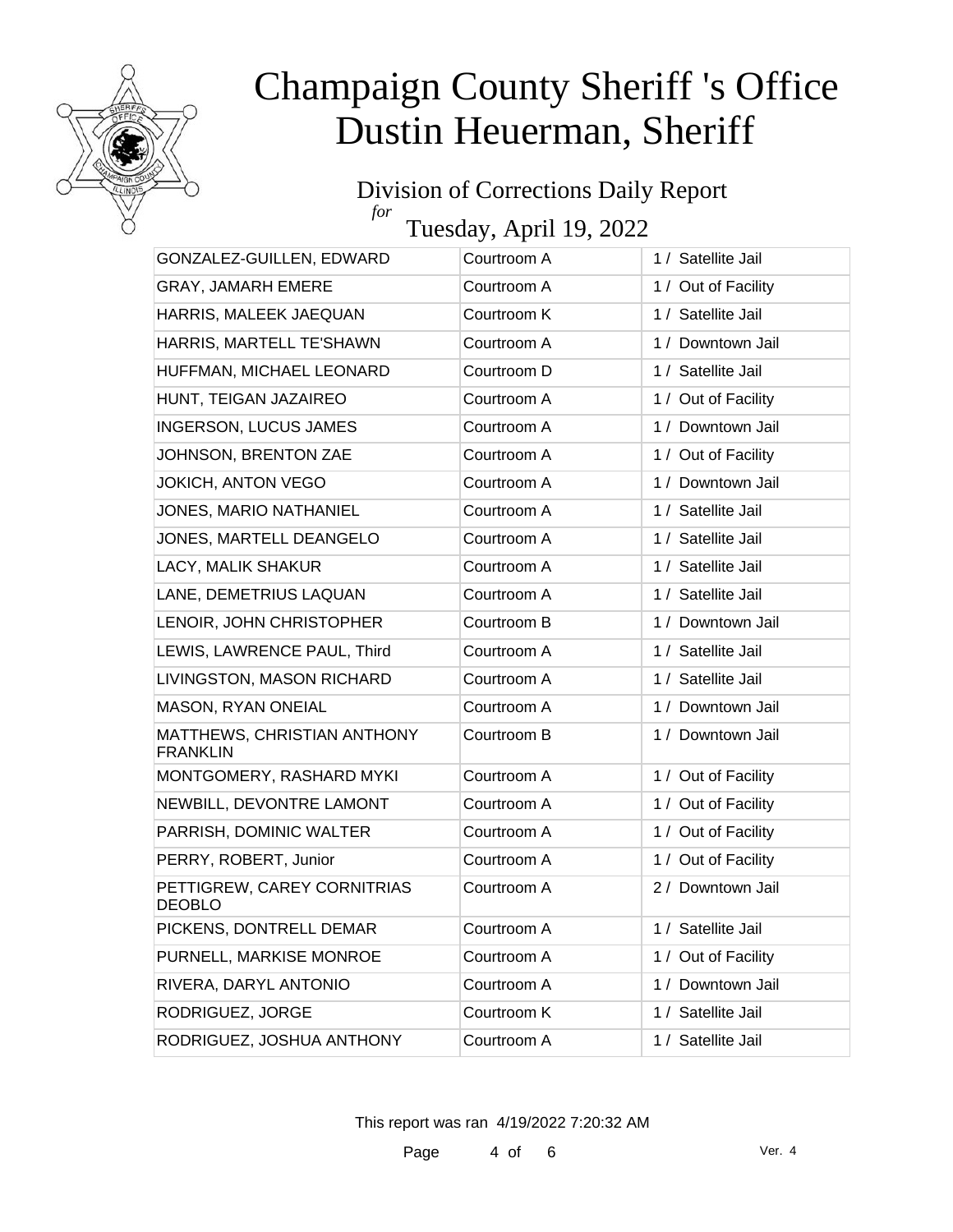# Champaign County Sheriff 's Office
# Dustin Heuerman, Sheriff

## Division of Corrections Daily Report

*for*

## Tuesday, April 19, 2022

| | | |
|---|---|---|
| GONZALEZ-GUILLEN, EDWARD | Courtroom A | 1 / Satellite Jail |
| GRAY, JAMARH EMERE | Courtroom A | 1 / Out of Facility |
| HARRIS, MALEEK JAEQUAN | Courtroom K | 1 / Satellite Jail |
| HARRIS, MARTELL TE'SHAWN | Courtroom A | 1 / Downtown Jail |
| HUFFMAN, MICHAEL LEONARD | Courtroom D | 1 / Satellite Jail |
| HUNT, TEIGAN JAZAIREO | Courtroom A | 1 / Out of Facility |
| INGERSON, LUCUS JAMES | Courtroom A | 1 / Downtown Jail |
| JOHNSON, BRENTON ZAE | Courtroom A | 1 / Out of Facility |
| JOKICH, ANTON VEGO | Courtroom A | 1 / Downtown Jail |
| JONES, MARIO NATHANIEL | Courtroom A | 1 / Satellite Jail |
| JONES, MARTELL DEANGELO | Courtroom A | 1 / Satellite Jail |
| LACY, MALIK SHAKUR | Courtroom A | 1 / Satellite Jail |
| LANE, DEMETRIUS LAQUAN | Courtroom A | 1 / Satellite Jail |
| LENOIR, JOHN CHRISTOPHER | Courtroom B | 1 / Downtown Jail |
| LEWIS, LAWRENCE PAUL, Third | Courtroom A | 1 / Satellite Jail |
| LIVINGSTON, MASON RICHARD | Courtroom A | 1 / Satellite Jail |
| MASON, RYAN ONEIAL | Courtroom A | 1 / Downtown Jail |
| MATTHEWS, CHRISTIAN ANTHONY FRANKLIN | Courtroom B | 1 / Downtown Jail |
| MONTGOMERY, RASHARD MYKI | Courtroom A | 1 / Out of Facility |
| NEWBILL, DEVONTRE LAMONT | Courtroom A | 1 / Out of Facility |
| PARRISH, DOMINIC WALTER | Courtroom A | 1 / Out of Facility |
| PERRY, ROBERT, Junior | Courtroom A | 1 / Out of Facility |
| PETTIGREW, CAREY CORNITRIAS DEOBLO | Courtroom A | 2 / Downtown Jail |
| PICKENS, DONTRELL DEMAR | Courtroom A | 1 / Satellite Jail |
| PURNELL, MARKISE MONROE | Courtroom A | 1 / Out of Facility |
| RIVERA, DARYL ANTONIO | Courtroom A | 1 / Downtown Jail |
| RODRIGUEZ, JORGE | Courtroom K | 1 / Satellite Jail |
| RODRIGUEZ, JOSHUA ANTHONY | Courtroom A | 1 / Satellite Jail |

This report was ran 4/19/2022 7:20:32 AM

Ver. 4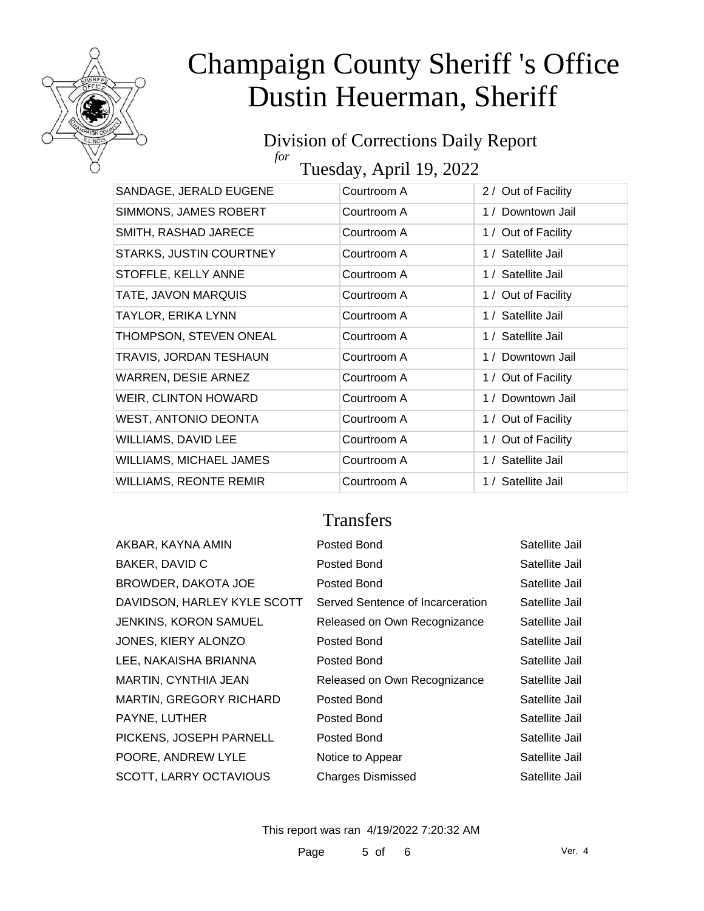# Champaign County Sheriff 's Office
# Dustin Heuerman, Sheriff

## Division of Corrections Daily Report
*for*
## Tuesday, April 19, 2022

| | | |
|---|---|---|
| SANDAGE, JERALD EUGENE | Courtroom A | 2 / Out of Facility |
| SIMMONS, JAMES ROBERT | Courtroom A | 1 / Downtown Jail |
| SMITH, RASHAD JARECE | Courtroom A | 1 / Out of Facility |
| STARKS, JUSTIN COURTNEY | Courtroom A | 1 / Satellite Jail |
| STOFFLE, KELLY ANNE | Courtroom A | 1 / Satellite Jail |
| TATE, JAVON MARQUIS | Courtroom A | 1 / Out of Facility |
| TAYLOR, ERIKA LYNN | Courtroom A | 1 / Satellite Jail |
| THOMPSON, STEVEN ONEAL | Courtroom A | 1 / Satellite Jail |
| TRAVIS, JORDAN TESHAUN | Courtroom A | 1 / Downtown Jail |
| WARREN, DESIE ARNEZ | Courtroom A | 1 / Out of Facility |
| WEIR, CLINTON HOWARD | Courtroom A | 1 / Downtown Jail |
| WEST, ANTONIO DEONTA | Courtroom A | 1 / Out of Facility |
| WILLIAMS, DAVID LEE | Courtroom A | 1 / Out of Facility |
| WILLIAMS, MICHAEL JAMES | Courtroom A | 1 / Satellite Jail |
| WILLIAMS, REONTE REMIR | Courtroom A | 1 / Satellite Jail |

## Transfers

| | | |
|---|---|---|
| AKBAR, KAYNA AMIN | Posted Bond | Satellite Jail |
| BAKER, DAVID C | Posted Bond | Satellite Jail |
| BROWDER, DAKOTA JOE | Posted Bond | Satellite Jail |
| DAVIDSON, HARLEY KYLE SCOTT | Served Sentence of Incarceration | Satellite Jail |
| JENKINS, KORON SAMUEL | Released on Own Recognizance | Satellite Jail |
| JONES, KIERY ALONZO | Posted Bond | Satellite Jail |
| LEE, NAKAISHA BRIANNA | Posted Bond | Satellite Jail |
| MARTIN, CYNTHIA JEAN | Released on Own Recognizance | Satellite Jail |
| MARTIN, GREGORY RICHARD | Posted Bond | Satellite Jail |
| PAYNE, LUTHER | Posted Bond | Satellite Jail |
| PICKENS, JOSEPH PARNELL | Posted Bond | Satellite Jail |
| POORE, ANDREW LYLE | Notice to Appear | Satellite Jail |
| SCOTT, LARRY OCTAVIOUS | Charges Dismissed | Satellite Jail |

This report was ran 4/19/2022 7:20:32 AM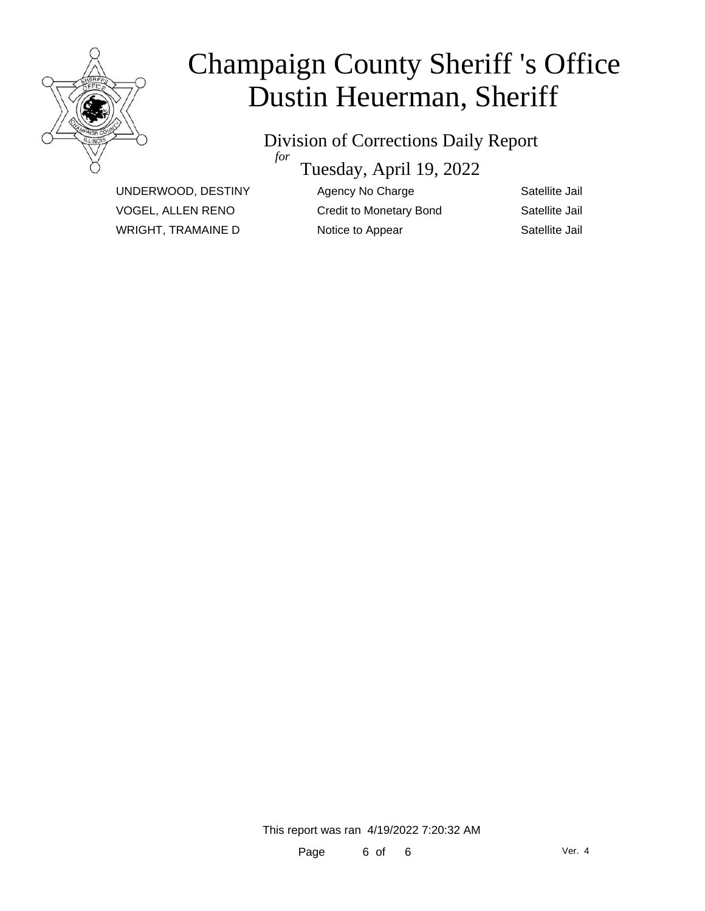# Champaign County Sheriff 's Office
# Dustin Heuerman, Sheriff

## Division of Corrections Daily Report

*for* Tuesday, April 19, 2022

| | | |
|---|---|---|
| UNDERWOOD, DESTINY | Agency No Charge | Satellite Jail |
| VOGEL, ALLEN RENO | Credit to Monetary Bond | Satellite Jail |
| WRIGHT, TRAMAINE D | Notice to Appear | Satellite Jail |

This report was ran 4/19/2022 7:20:32 AM

Ver. 4